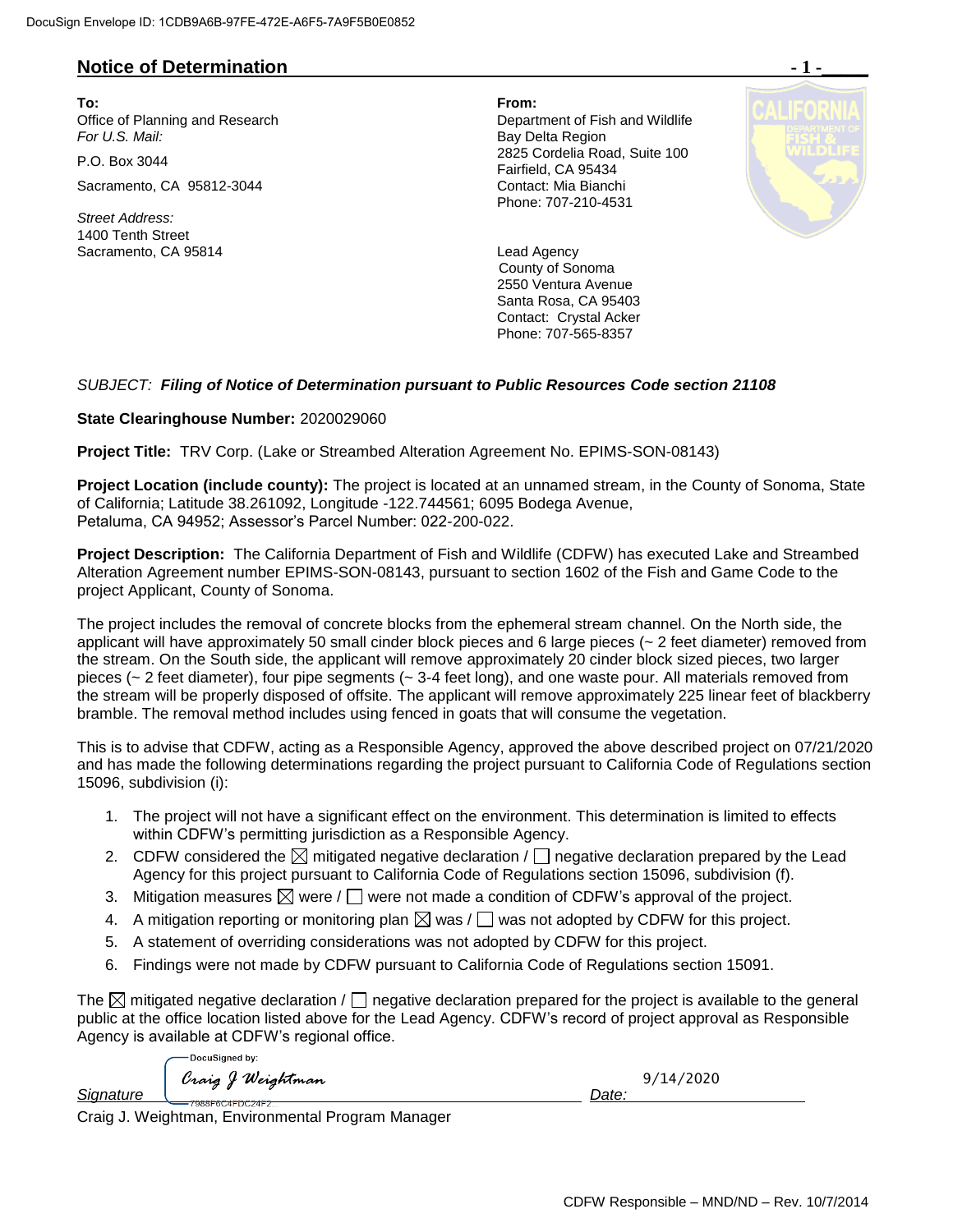DocuSign Envelope ID: 1CDB9A6B-97FE-472E-A6F5-7A9F5B0E0852

## Notice of Determination

**To:**
Office of Planning and Research
*For U.S. Mail:*

P.O. Box 3044

Sacramento, CA 95812-3044

*Street Address:*
1400 Tenth Street
Sacramento, CA 95814

**From:**
Department of Fish and Wildlife
Bay Delta Region
2825 Cordelia Road, Suite 100
Fairfield, CA 95434
Contact: Mia Bianchi
Phone: 707-210-4531

Lead Agency
County of Sonoma
2550 Ventura Avenue
Santa Rosa, CA 95403
Contact: Crystal Acker
Phone: 707-565-8357

*SUBJECT: **Filing of Notice of Determination pursuant to Public Resources Code section 21108***

**State Clearinghouse Number:** 2020029060

**Project Title:** TRV Corp. (Lake or Streambed Alteration Agreement No. EPIMS-SON-08143)

**Project Location (include county):** The project is located at an unnamed stream, in the County of Sonoma, State of California; Latitude 38.261092, Longitude -122.744561; 6095 Bodega Avenue, Petaluma, CA 94952; Assessor's Parcel Number: 022-200-022.

**Project Description:** The California Department of Fish and Wildlife (CDFW) has executed Lake and Streambed Alteration Agreement number EPIMS-SON-08143, pursuant to section 1602 of the Fish and Game Code to the project Applicant, County of Sonoma.

The project includes the removal of concrete blocks from the ephemeral stream channel. On the North side, the applicant will have approximately 50 small cinder block pieces and 6 large pieces (~ 2 feet diameter) removed from the stream. On the South side, the applicant will remove approximately 20 cinder block sized pieces, two larger pieces (~ 2 feet diameter), four pipe segments (~ 3-4 feet long), and one waste pour. All materials removed from the stream will be properly disposed of offsite. The applicant will remove approximately 225 linear feet of blackberry bramble. The removal method includes using fenced in goats that will consume the vegetation.

This is to advise that CDFW, acting as a Responsible Agency, approved the above described project on 07/21/2020 and has made the following determinations regarding the project pursuant to California Code of Regulations section 15096, subdivision (i):

1. The project will not have a significant effect on the environment. This determination is limited to effects within CDFW's permitting jurisdiction as a Responsible Agency.
2. CDFW considered the ☒ mitigated negative declaration / ☐ negative declaration prepared by the Lead Agency for this project pursuant to California Code of Regulations section 15096, subdivision (f).
3. Mitigation measures ☒ were / ☐ were not made a condition of CDFW's approval of the project.
4. A mitigation reporting or monitoring plan ☒ was / ☐ was not adopted by CDFW for this project.
5. A statement of overriding considerations was not adopted by CDFW for this project.
6. Findings were not made by CDFW pursuant to California Code of Regulations section 15091.

The ☒ mitigated negative declaration / ☐ negative declaration prepared for the project is available to the general public at the office location listed above for the Lead Agency. CDFW's record of project approval as Responsible Agency is available at CDFW's regional office.

*Signature* DocuSigned by: Craig J Weightman 7988F6C4FDC24F2 *Date:* 9/14/2020

Craig J. Weightman, Environmental Program Manager

CDFW Responsible – MND/ND – Rev. 10/7/2014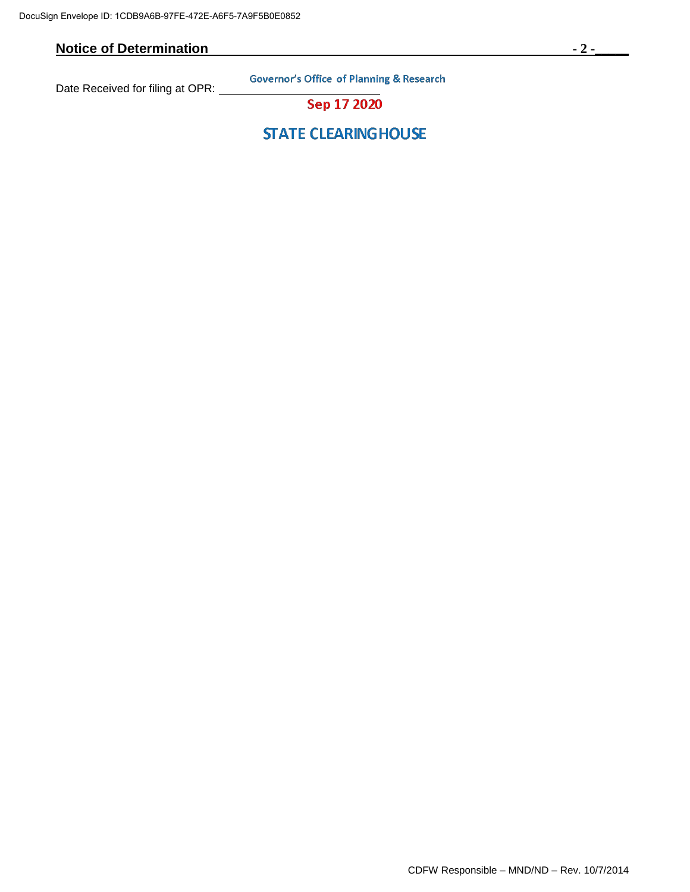DocuSign Envelope ID: 1CDB9A6B-97FE-472E-A6F5-7A9F5B0E0852

## Notice of Determination

Date Received for filing at OPR: Governor's Office of Planning & Research

Sep 17 2020

STATE CLEARINGHOUSE

CDFW Responsible – MND/ND – Rev. 10/7/2014